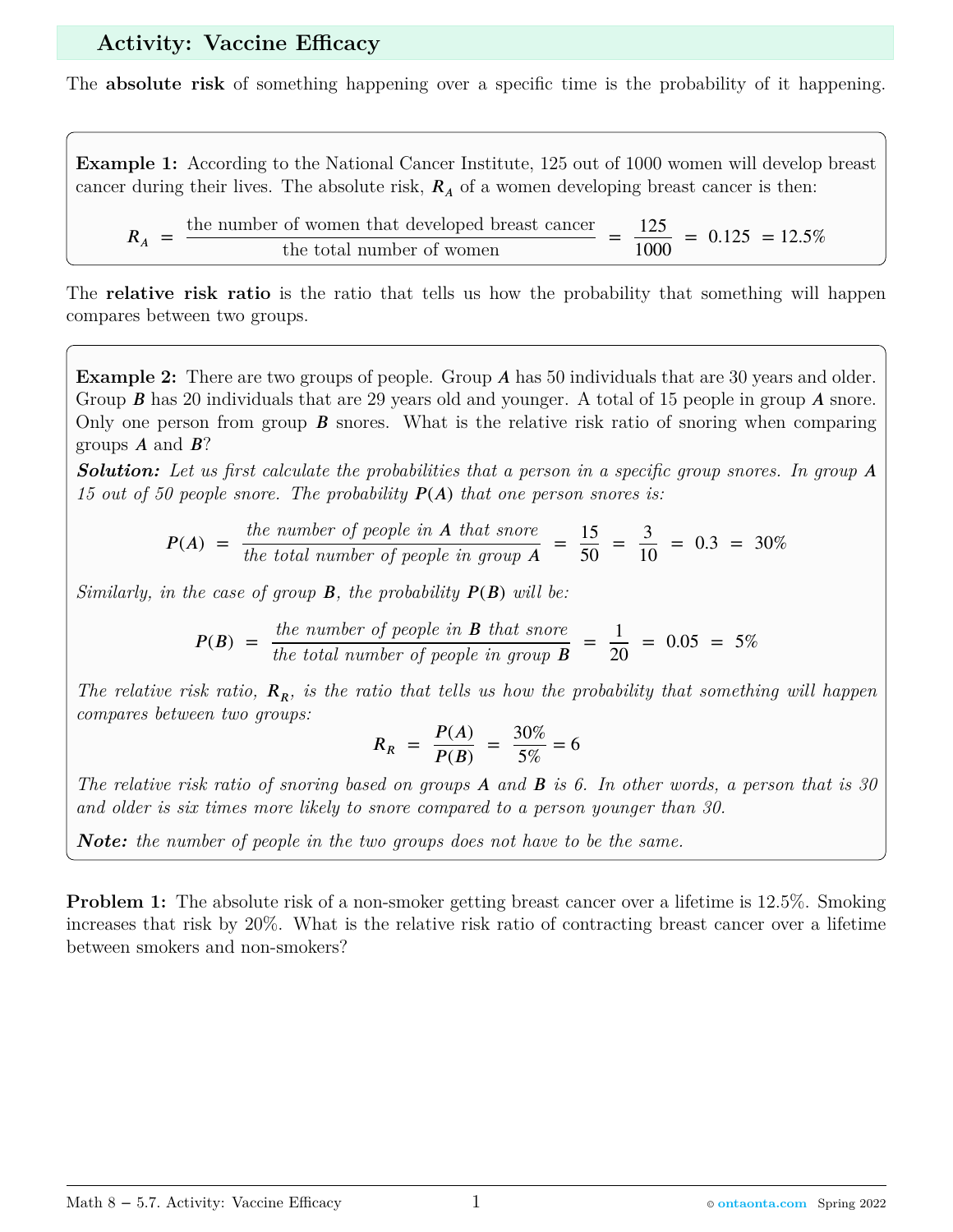## Activity: Vaccine Efficacy

The **absolute risk** of something happening over a specific time is the probability of it happening.

**Example 1:** According to the National Cancer Institute, 125 out of 1000 women will develop breast cancer during their lives. The absolute risk, $R_A$ of a women developing breast cancer is then:

$$R_A = \frac{\text{the number of women that developed breast cancer}}{\text{the total number of women}} = \frac{125}{1000} = 0.125 = 12.5\%$$

The **relative risk ratio** is the ratio that tells us how the probability that something will happen compares between two groups.

**Example 2:** There are two groups of people. Group $A$ has 50 individuals that are 30 years and older. Group $B$ has 20 individuals that are 29 years old and younger. A total of 15 people in group $A$ snore. Only one person from group $B$ snores. What is the relative risk ratio of snoring when comparing groups $A$ and $B$?

***Solution:*** *Let us first calculate the probabilities that a person in a specific group snores. In group $A$ 15 out of 50 people snore. The probability $P(A)$ that one person snores is:*

$$P(A) = \frac{\text{the number of people in } A \text{ that snore}}{\text{the total number of people in group } A} = \frac{15}{50} = \frac{3}{10} = 0.3 = 30\%$$

*Similarly, in the case of group $B$, the probability $P(B)$ will be:*

$$P(B) = \frac{\text{the number of people in } B \text{ that snore}}{\text{the total number of people in group } B} = \frac{1}{20} = 0.05 = 5\%$$

*The relative risk ratio, $R_R$, is the ratio that tells us how the probability that something will happen compares between two groups:*

$$R_R = \frac{P(A)}{P(B)} = \frac{30\%}{5\%} = 6$$

*The relative risk ratio of snoring based on groups $A$ and $B$ is 6. In other words, a person that is 30 and older is six times more likely to snore compared to a person younger than 30.*

***Note:*** *the number of people in the two groups does not have to be the same.*

**Problem 1:** The absolute risk of a non-smoker getting breast cancer over a lifetime is 12.5%. Smoking increases that risk by 20%. What is the relative risk ratio of contracting breast cancer over a lifetime between smokers and non-smokers?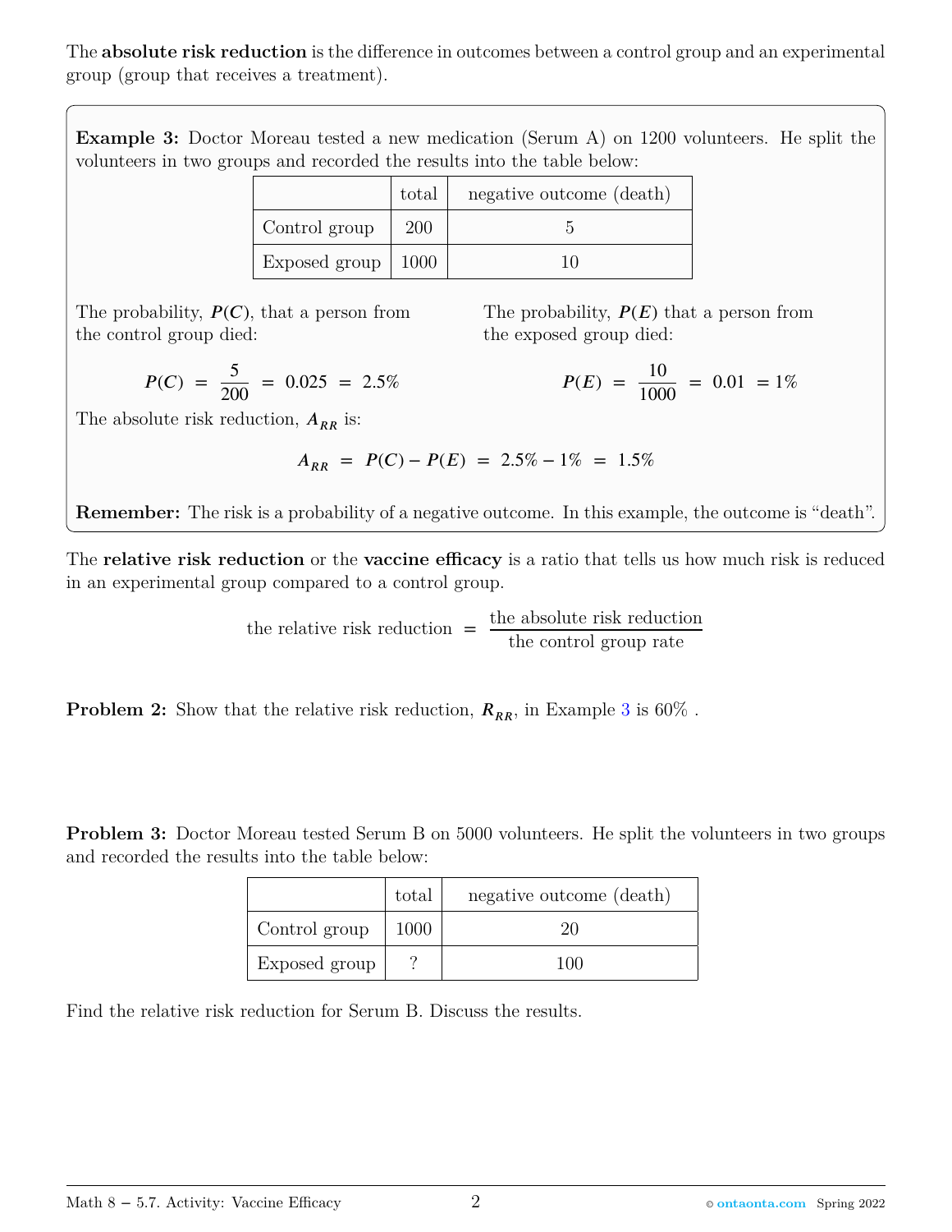The **absolute risk reduction** is the difference in outcomes between a control group and an experimental group (group that receives a treatment).

**Example 3:** Doctor Moreau tested a new medication (Serum A) on 1200 volunteers. He split the volunteers in two groups and recorded the results into the table below:

| | total | negative outcome (death) |
|---|---|---|
| Control group | 200 | 5 |
| Exposed group | 1000 | 10 |

The probability, $P(C)$, that a person from the control group died:

$$P(C) = \frac{5}{200} = 0.025 = 2.5\%$$

The probability, $P(E)$ that a person from the exposed group died:

$$P(E) = \frac{10}{1000} = 0.01 = 1\%$$

The absolute risk reduction, $A_{RR}$ is:

$$A_{RR} = P(C) - P(E) = 2.5\% - 1\% = 1.5\%$$

**Remember:** The risk is a probability of a negative outcome. In this example, the outcome is “death”.

The **relative risk reduction** or the **vaccine efficacy** is a ratio that tells us how much risk is reduced in an experimental group compared to a control group.

$$\text{the relative risk reduction} = \frac{\text{the absolute risk reduction}}{\text{the control group rate}}$$

**Problem 2:** Show that the relative risk reduction, $R_{RR}$, in Example 3 is 60% .

**Problem 3:** Doctor Moreau tested Serum B on 5000 volunteers. He split the volunteers in two groups and recorded the results into the table below:

| | total | negative outcome (death) |
|---|---|---|
| Control group | 1000 | 20 |
| Exposed group | ? | 100 |

Find the relative risk reduction for Serum B. Discuss the results.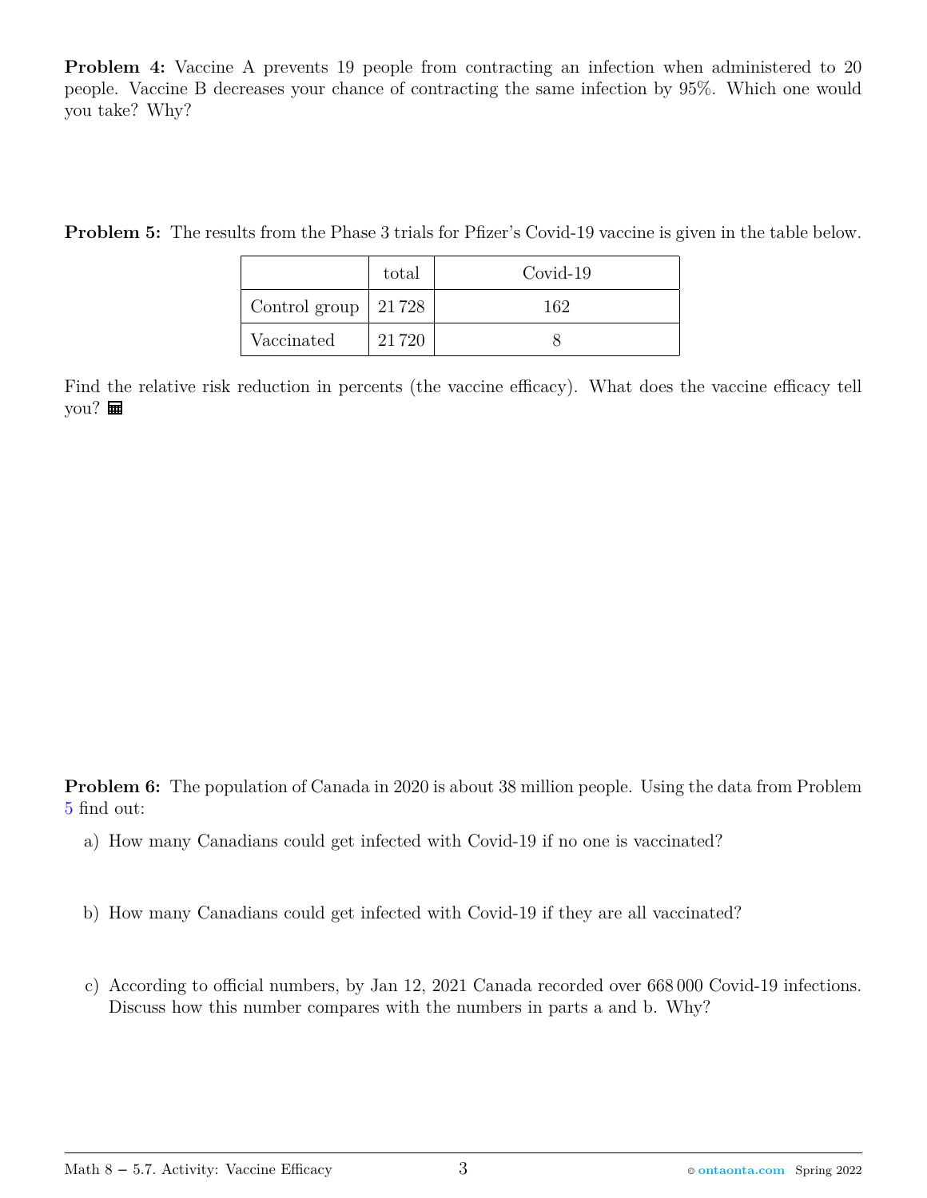**Problem 4:** Vaccine A prevents 19 people from contracting an infection when administered to 20 people. Vaccine B decreases your chance of contracting the same infection by 95%. Which one would you take? Why?

**Problem 5:** The results from the Phase 3 trials for Pfizer's Covid-19 vaccine is given in the table below.

| | total | Covid-19 |
|---|---|---|
| Control group | 21 728 | 162 |
| Vaccinated | 21 720 | 8 |

Find the relative risk reduction in percents (the vaccine efficacy). What does the vaccine efficacy tell you? 🖩

**Problem 6:** The population of Canada in 2020 is about 38 million people. Using the data from Problem 5 find out:

a) How many Canadians could get infected with Covid-19 if no one is vaccinated?

b) How many Canadians could get infected with Covid-19 if they are all vaccinated?

c) According to official numbers, by Jan 12, 2021 Canada recorded over 668 000 Covid-19 infections. Discuss how this number compares with the numbers in parts a and b. Why?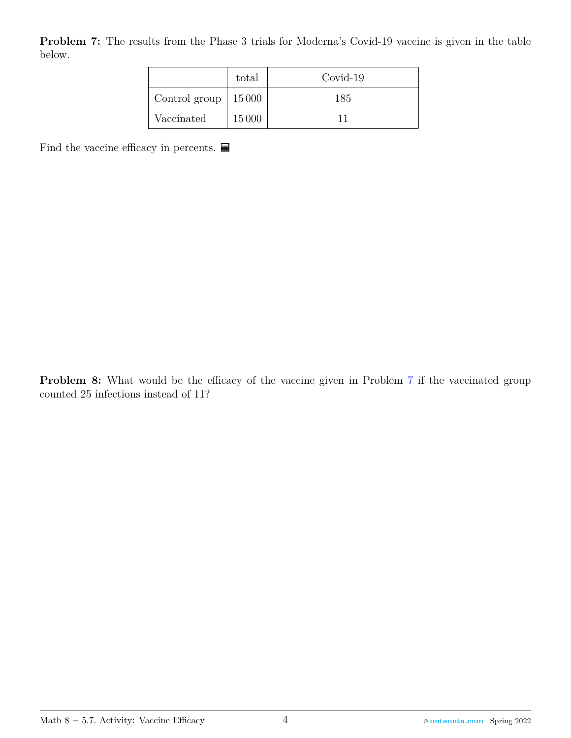**Problem 7:** The results from the Phase 3 trials for Moderna's Covid-19 vaccine is given in the table below.

| | total | Covid-19 |
|---|---|---|
| Control group | 15 000 | 185 |
| Vaccinated | 15 000 | 11 |

Find the vaccine efficacy in percents. 🖩

**Problem 8:** What would be the efficacy of the vaccine given in Problem 7 if the vaccinated group counted 25 infections instead of 11?